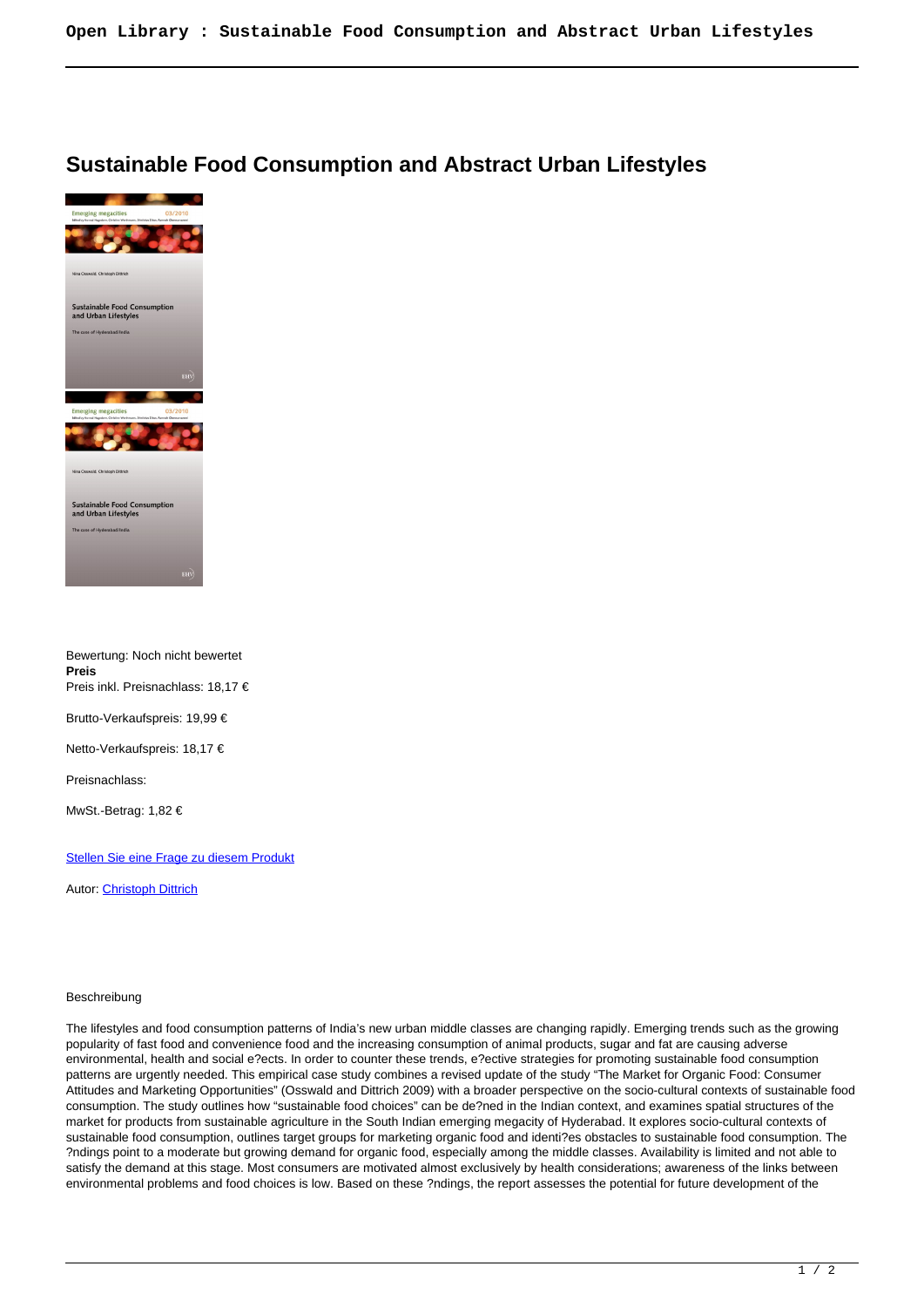# Sustainable Food Consumption and Abstract Urban Lifestyles

Bewertung: Noch nicht bewertet
**Preis**
Preis inkl. Preisnachlass: 18,17 €

Brutto-Verkaufspreis: 19,99 €

Netto-Verkaufspreis: 18,17 €

Preisnachlass:

MwSt.-Betrag: 1,82 €

Stellen Sie eine Frage zu diesem Produkt

Autor: Christoph Dittrich

Beschreibung

The lifestyles and food consumption patterns of India's new urban middle classes are changing rapidly. Emerging trends such as the growing popularity of fast food and convenience food and the increasing consumption of animal products, sugar and fat are causing adverse environmental, health and social e?ects. In order to counter these trends, e?ective strategies for promoting sustainable food consumption patterns are urgently needed. This empirical case study combines a revised update of the study "The Market for Organic Food: Consumer Attitudes and Marketing Opportunities" (Osswald and Dittrich 2009) with a broader perspective on the socio-cultural contexts of sustainable food consumption. The study outlines how "sustainable food choices" can be de?ned in the Indian context, and examines spatial structures of the market for products from sustainable agriculture in the South Indian emerging megacity of Hyderabad. It explores socio-cultural contexts of sustainable food consumption, outlines target groups for marketing organic food and identi?es obstacles to sustainable food consumption. The ?ndings point to a moderate but growing demand for organic food, especially among the middle classes. Availability is limited and not able to satisfy the demand at this stage. Most consumers are motivated almost exclusively by health considerations; awareness of the links between environmental problems and food choices is low. Based on these ?ndings, the report assesses the potential for future development of the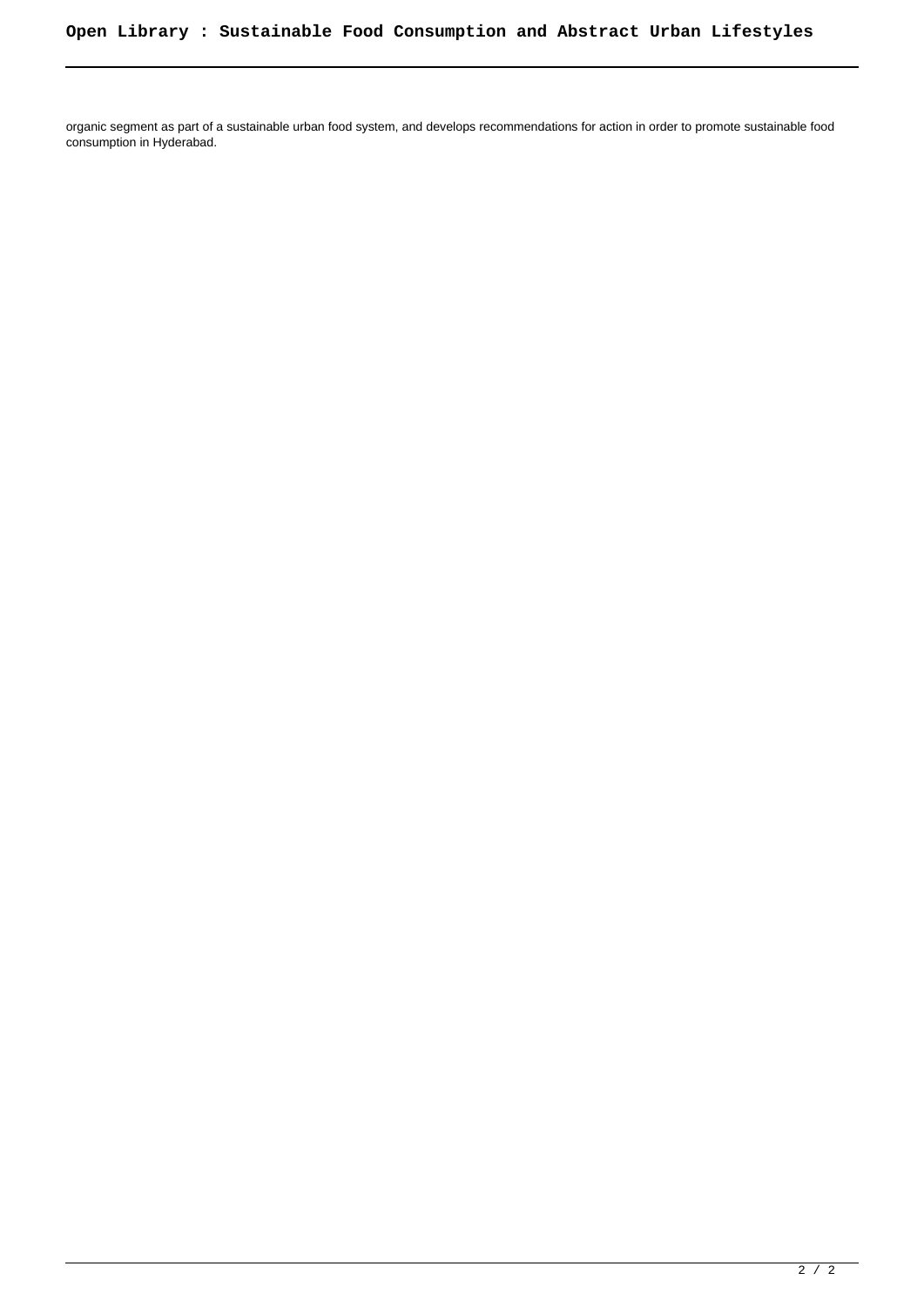organic segment as part of a sustainable urban food system, and develops recommendations for action in order to promote sustainable food consumption in Hyderabad.